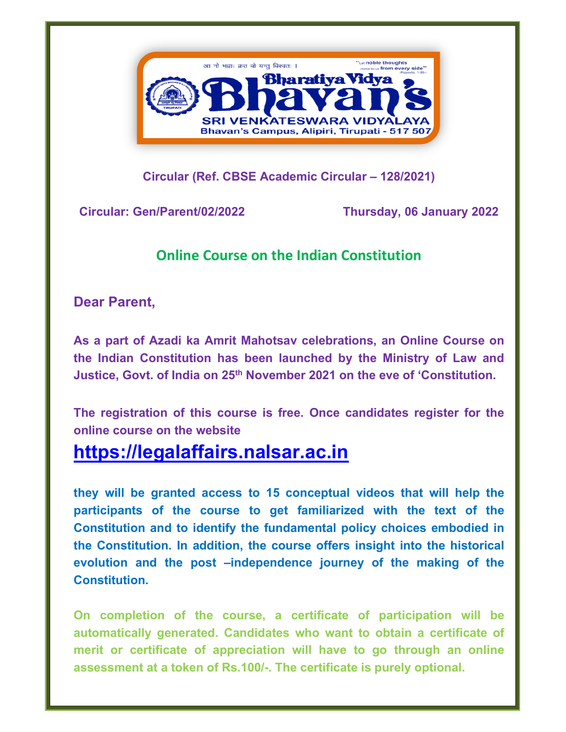आ नो भद्राः क्रतवो यन्तु विश्वतः ।

"Let noble thoughts come to us from every side" -Rigveda, 1-89-i

**Bharatiya Vidya Bhavan's**

**SRI VENKATESWARA VIDYALAYA**

Bhavan's Campus, Alipiri, Tirupati - 517 507

**Circular (Ref. CBSE Academic Circular – 128/2021)**

**Circular: Gen/Parent/02/2022** **Thursday, 06 January 2022**

## Online Course on the Indian Constitution

**Dear Parent,**

**As a part of Azadi ka Amrit Mahotsav celebrations, an Online Course on the Indian Constitution has been launched by the Ministry of Law and Justice, Govt. of India on 25th November 2021 on the eve of 'Constitution.**

**The registration of this course is free. Once candidates register for the online course on the website**

## https://legalaffairs.nalsar.ac.in

**they will be granted access to 15 conceptual videos that will help the participants of the course to get familiarized with the text of the Constitution and to identify the fundamental policy choices embodied in the Constitution. In addition, the course offers insight into the historical evolution and the post –independence journey of the making of the Constitution.**

**On completion of the course, a certificate of participation will be automatically generated. Candidates who want to obtain a certificate of merit or certificate of appreciation will have to go through an online assessment at a token of Rs.100/-. The certificate is purely optional.**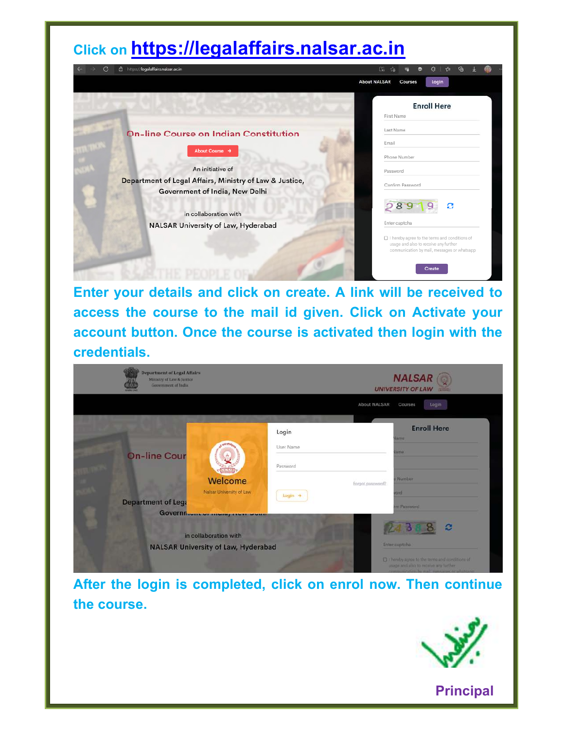Click on [https://legalaffairs.nalsar.ac.in](https://legalaffairs.nalsar.ac.in)

Enter your details and click on create. A link will be received to access the course to the mail id given. Click on Activate your account button. Once the course is activated then login with the credentials.

After the login is completed, click on enrol now. Then continue the course.

Principal